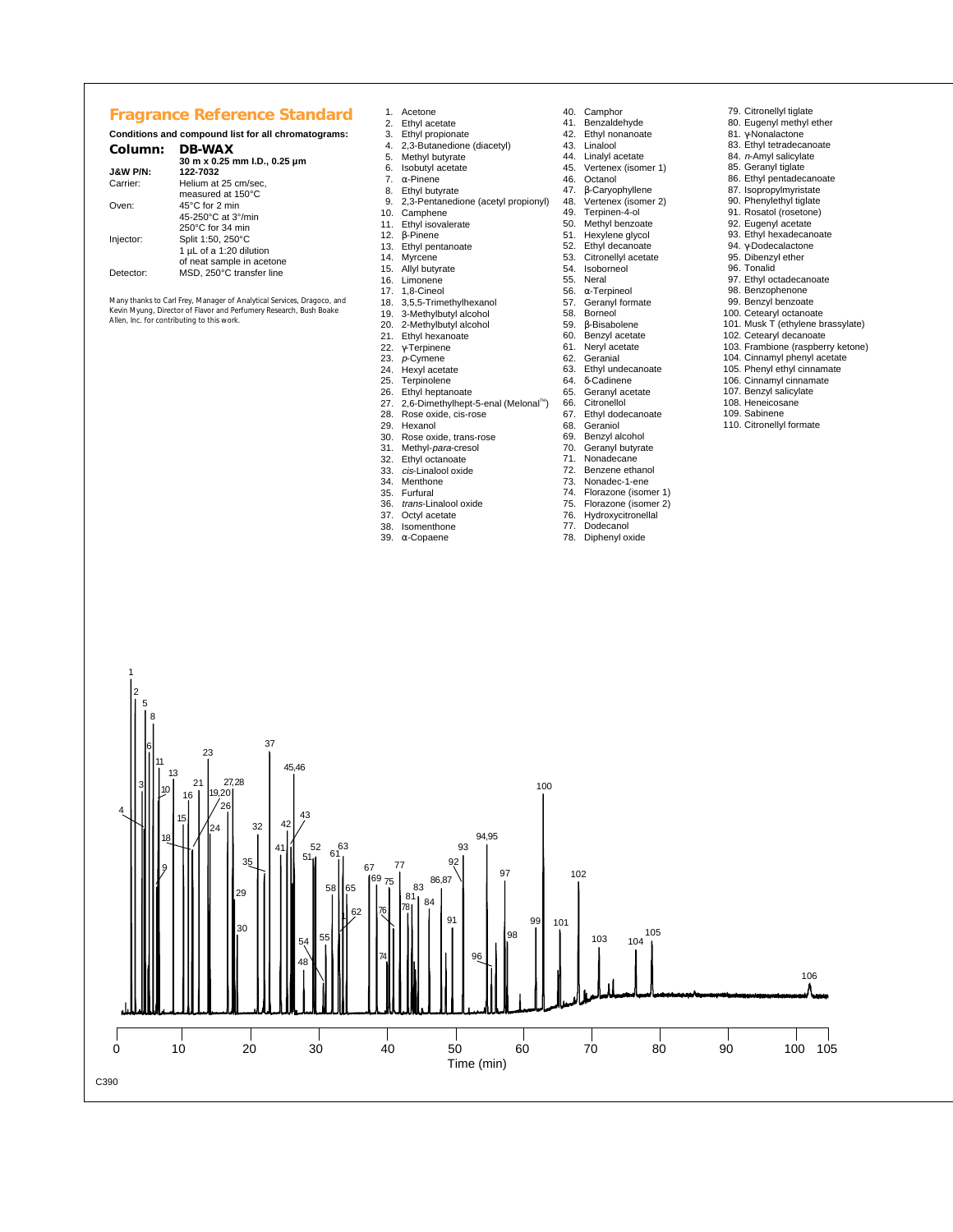# Fragrance Reference Standard

**Conditions and compound list for all chromatograms:**

| | |
|---|---|
| **Column:** | **DB-WAX** |
| | **30 m x 0.25 mm I.D., 0.25 µm** |
| **J&W P/N:** | **122-7032** |
| Carrier: | Helium at 25 cm/sec, measured at 150°C |
| Oven: | 45°C for 2 min<br>45-250°C at 3°/min<br>250°C for 34 min |
| Injector: | Split 1:50, 250°C<br>1 µL of a 1:20 dilution of neat sample in acetone |
| Detector: | MSD, 250°C transfer line |

Many thanks to Carl Frey, Manager of Analytical Services, Dragoco, and Kevin Myung, Director of Flavor and Perfumery Research, Bush Boake Allen, Inc. for contributing to this work.

1. Acetone
2. Ethyl acetate
3. Ethyl propionate
4. 2,3-Butanedione (diacetyl)
5. Methyl butyrate
6. Isobutyl acetate
7. α-Pinene
8. Ethyl butyrate
9. 2,3-Pentanedione (acetyl propionyl)
10. Camphene
11. Ethyl isovalerate
12. β-Pinene
13. Ethyl pentanoate
14. Myrcene
15. Allyl butyrate
16. Limonene
17. 1,8-Cineol
18. 3,5,5-Trimethylhexanol
19. 3-Methylbutyl alcohol
20. 2-Methylbutyl alcohol
21. Ethyl hexanoate
22. γ-Terpinene
23. *p*-Cymene
24. Hexyl acetate
25. Terpinolene
26. Ethyl heptanoate
27. 2,6-Dimethylhept-5-enal (Melonal™)
28. Rose oxide, cis-rose
29. Hexanol
30. Rose oxide, trans-rose
31. Methyl-*para*-cresol
32. Ethyl octanoate
33. *cis*-Linalool oxide
34. Menthone
35. Furfural
36. *trans*-Linalool oxide
37. Octyl acetate
38. Isomenthone
39. α-Copaene
40. Camphor
41. Benzaldehyde
42. Ethyl nonanoate
43. Linalool
44. Linalyl acetate
45. Vertenex (isomer 1)
46. Octanol
47. β-Caryophyllene
48. Vertenex (isomer 2)
49. Terpinen-4-ol
50. Methyl benzoate
51. Hexylene glycol
52. Ethyl decanoate
53. Citronellyl acetate
54. Isoborneol
55. Neral
56. α-Terpineol
57. Geranyl formate
58. Borneol
59. β-Bisabolene
60. Benzyl acetate
61. Neryl acetate
62. Geranial
63. Ethyl undecanoate
64. δ-Cadinene
65. Geranyl acetate
66. Citronellol
67. Ethyl dodecanoate
68. Geraniol
69. Benzyl alcohol
70. Geranyl butyrate
71. Nonadecane
72. Benzene ethanol
73. Nonadec-1-ene
74. Florazone (isomer 1)
75. Florazone (isomer 2)
76. Hydroxycitronellal
77. Dodecanol
78. Diphenyl oxide
79. Citronellyl tiglate
80. Eugenyl methyl ether
81. γ-Nonalactone
83. Ethyl tetradecanoate
84. *n*-Amyl salicylate
85. Geranyl tiglate
86. Ethyl pentadecanoate
87. Isopropylmyristate
90. Phenylethyl tiglate
91. Rosatol (rosetone)
92. Eugenyl acetate
93. Ethyl hexadecanoate
94. γ-Dodecalactone
95. Dibenzyl ether
96. Tonalid
97. Ethyl octadecanoate
98. Benzophenone
99. Benzyl benzoate
100. Cetearyl octanoate
101. Musk T (ethylene brassylate)
102. Cetearyl decanoate
103. Frambione (raspberry ketone)
104. Cinnamyl phenyl acetate
105. Phenyl ethyl cinnamate
106. Cinnamyl cinnamate
107. Benzyl salicylate
108. Heneicosane
109. Sabinene
110. Citronellyl formate

C390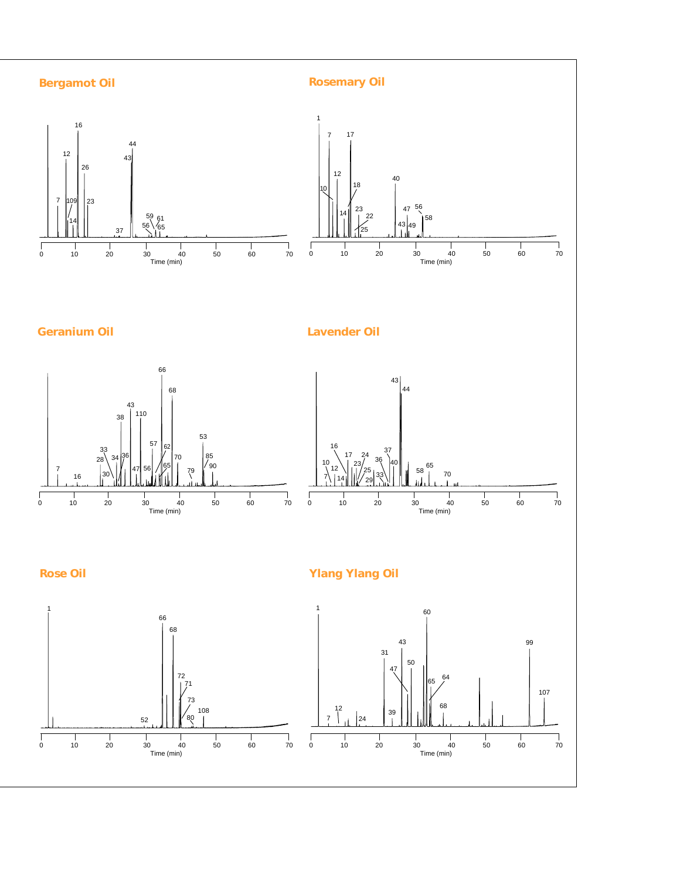## Bergamot Oil

16
44
12
43
26
7
109
23
14
37
59
61
56
65
0 10 20 30 40 50 60 70
Time (min)

## Rosemary Oil

1
7
17
12
18
10
40
14
23
22
47
56
25
43
49
58
0 10 20 30 40 50 60 70
Time (min)

## Geranium Oil

66
68
43
38
110
53
57
62
33
70
85
28
34
36
90
7
30
47
56
65
79
16
0 10 20 30 40 50 60 70
Time (min)

## Lavender Oil

43
44
16
37
17
24
36
10
23
40
65
12
25
58
7
14
33
70
29
0 10 20 30 40 50 60 70
Time (min)

## Rose Oil

1
66
68
72
71
73
108
52
80
0 10 20 30 40 50 60 70
Time (min)

## Ylang Ylang Oil

1
60
43
99
31
47
50
65
64
107
68
12
39
7
24
0 10 20 30 40 50 60 70
Time (min)